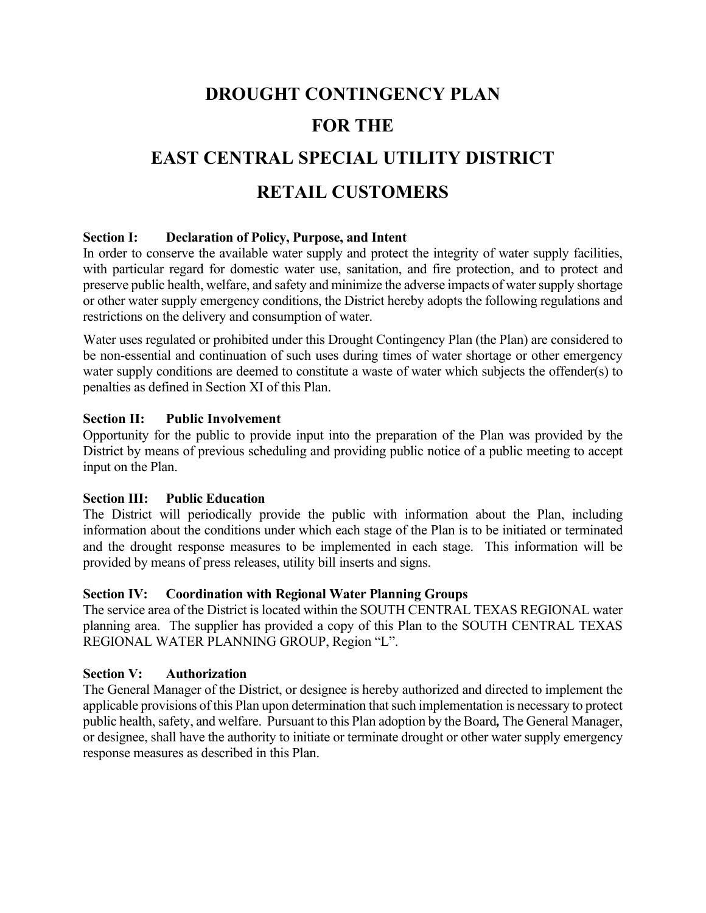# DROUGHT CONTINGENCY PLAN

# FOR THE

# EAST CENTRAL SPECIAL UTILITY DISTRICT

# RETAIL CUSTOMERS

**Section I: Declaration of Policy, Purpose, and Intent**

In order to conserve the available water supply and protect the integrity of water supply facilities, with particular regard for domestic water use, sanitation, and fire protection, and to protect and preserve public health, welfare, and safety and minimize the adverse impacts of water supply shortage or other water supply emergency conditions, the District hereby adopts the following regulations and restrictions on the delivery and consumption of water.

Water uses regulated or prohibited under this Drought Contingency Plan (the Plan) are considered to be non-essential and continuation of such uses during times of water shortage or other emergency water supply conditions are deemed to constitute a waste of water which subjects the offender(s) to penalties as defined in Section XI of this Plan.

**Section II: Public Involvement**

Opportunity for the public to provide input into the preparation of the Plan was provided by the District by means of previous scheduling and providing public notice of a public meeting to accept input on the Plan.

**Section III: Public Education**

The District will periodically provide the public with information about the Plan, including information about the conditions under which each stage of the Plan is to be initiated or terminated and the drought response measures to be implemented in each stage. This information will be provided by means of press releases, utility bill inserts and signs.

**Section IV: Coordination with Regional Water Planning Groups**

The service area of the District is located within the SOUTH CENTRAL TEXAS REGIONAL water planning area. The supplier has provided a copy of this Plan to the SOUTH CENTRAL TEXAS REGIONAL WATER PLANNING GROUP, Region "L".

**Section V: Authorization**

The General Manager of the District, or designee is hereby authorized and directed to implement the applicable provisions of this Plan upon determination that such implementation is necessary to protect public health, safety, and welfare. Pursuant to this Plan adoption by the Board**,** The General Manager, or designee, shall have the authority to initiate or terminate drought or other water supply emergency response measures as described in this Plan.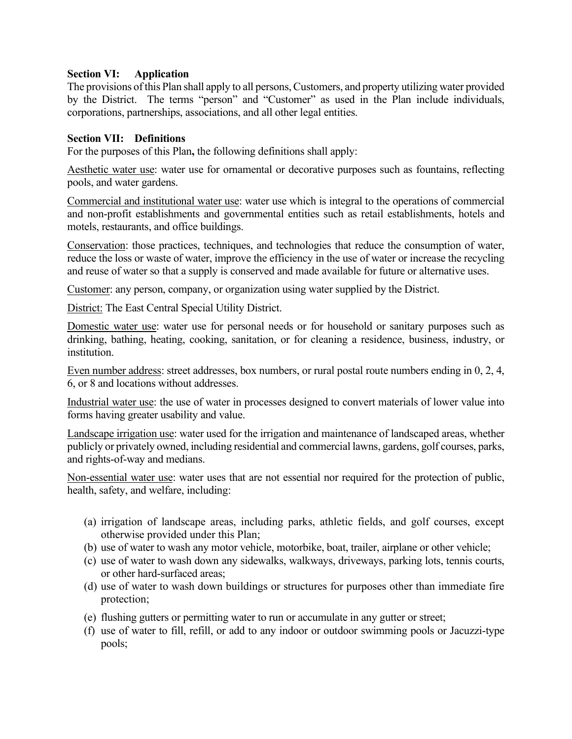**Section VI: Application**

The provisions of this Plan shall apply to all persons, Customers, and property utilizing water provided by the District. The terms "person" and "Customer" as used in the Plan include individuals, corporations, partnerships, associations, and all other legal entities.

**Section VII: Definitions**

For the purposes of this Plan**,** the following definitions shall apply:

Aesthetic water use: water use for ornamental or decorative purposes such as fountains, reflecting pools, and water gardens.

Commercial and institutional water use: water use which is integral to the operations of commercial and non-profit establishments and governmental entities such as retail establishments, hotels and motels, restaurants, and office buildings.

Conservation: those practices, techniques, and technologies that reduce the consumption of water, reduce the loss or waste of water, improve the efficiency in the use of water or increase the recycling and reuse of water so that a supply is conserved and made available for future or alternative uses.

Customer: any person, company, or organization using water supplied by the District.

District: The East Central Special Utility District.

Domestic water use: water use for personal needs or for household or sanitary purposes such as drinking, bathing, heating, cooking, sanitation, or for cleaning a residence, business, industry, or institution.

Even number address: street addresses, box numbers, or rural postal route numbers ending in 0, 2, 4, 6, or 8 and locations without addresses.

Industrial water use: the use of water in processes designed to convert materials of lower value into forms having greater usability and value.

Landscape irrigation use: water used for the irrigation and maintenance of landscaped areas, whether publicly or privately owned, including residential and commercial lawns, gardens, golf courses, parks, and rights-of-way and medians.

Non-essential water use: water uses that are not essential nor required for the protection of public, health, safety, and welfare, including:

(a) irrigation of landscape areas, including parks, athletic fields, and golf courses, except otherwise provided under this Plan;
(b) use of water to wash any motor vehicle, motorbike, boat, trailer, airplane or other vehicle;
(c) use of water to wash down any sidewalks, walkways, driveways, parking lots, tennis courts, or other hard-surfaced areas;
(d) use of water to wash down buildings or structures for purposes other than immediate fire protection;
(e) flushing gutters or permitting water to run or accumulate in any gutter or street;
(f) use of water to fill, refill, or add to any indoor or outdoor swimming pools or Jacuzzi-type pools;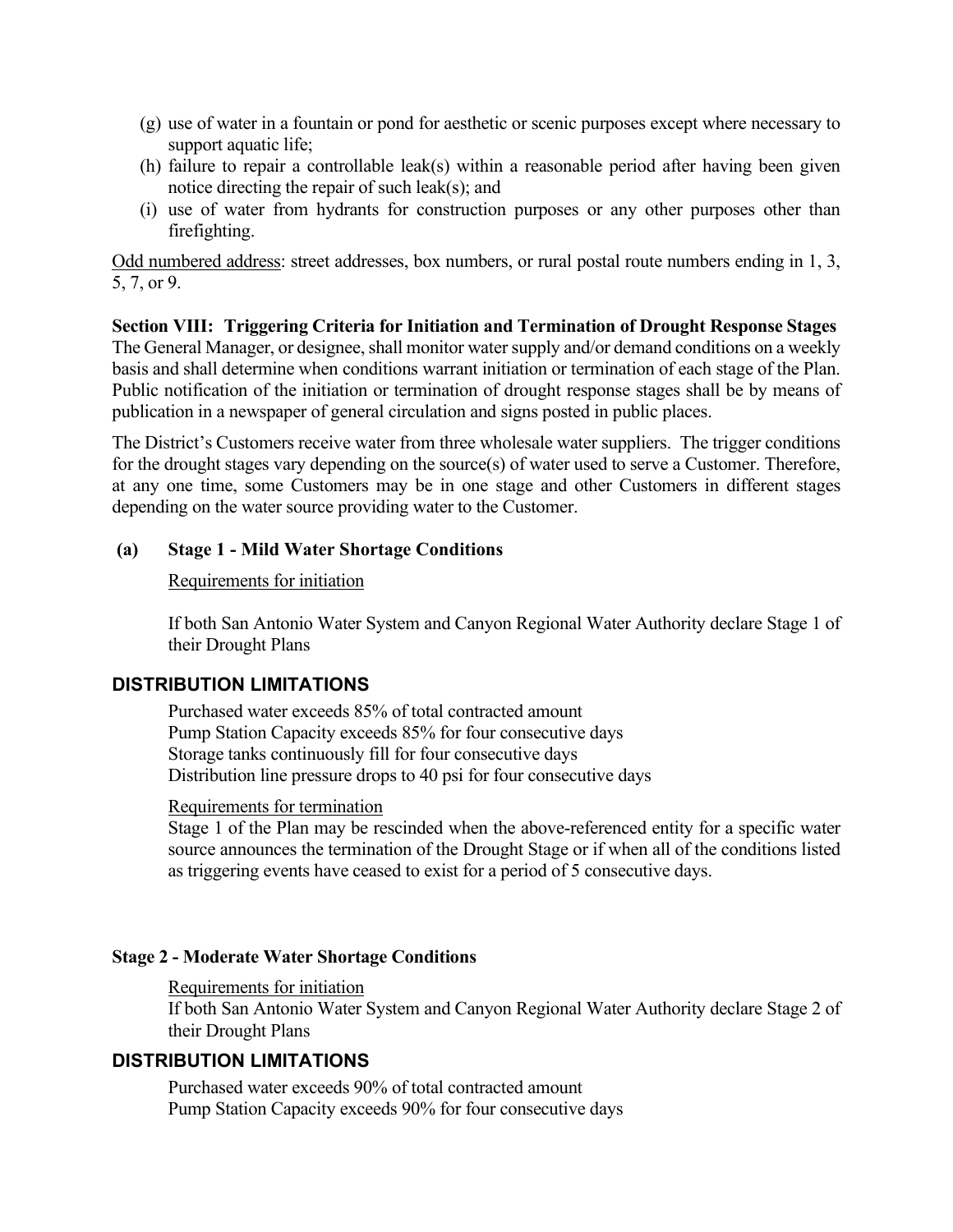(g) use of water in a fountain or pond for aesthetic or scenic purposes except where necessary to support aquatic life;

(h) failure to repair a controllable leak(s) within a reasonable period after having been given notice directing the repair of such leak(s); and

(i) use of water from hydrants for construction purposes or any other purposes other than firefighting.

<u>Odd numbered address</u>: street addresses, box numbers, or rural postal route numbers ending in 1, 3, 5, 7, or 9.

**Section VIII: Triggering Criteria for Initiation and Termination of Drought Response Stages**

The General Manager, or designee, shall monitor water supply and/or demand conditions on a weekly basis and shall determine when conditions warrant initiation or termination of each stage of the Plan. Public notification of the initiation or termination of drought response stages shall be by means of publication in a newspaper of general circulation and signs posted in public places.

The District's Customers receive water from three wholesale water suppliers. The trigger conditions for the drought stages vary depending on the source(s) of water used to serve a Customer. Therefore, at any one time, some Customers may be in one stage and other Customers in different stages depending on the water source providing water to the Customer.

**(a) Stage 1 - Mild Water Shortage Conditions**

<u>Requirements for initiation</u>

If both San Antonio Water System and Canyon Regional Water Authority declare Stage 1 of their Drought Plans

## DISTRIBUTION LIMITATIONS

Purchased water exceeds 85% of total contracted amount
Pump Station Capacity exceeds 85% for four consecutive days
Storage tanks continuously fill for four consecutive days
Distribution line pressure drops to 40 psi for four consecutive days

<u>Requirements for termination</u>

Stage 1 of the Plan may be rescinded when the above-referenced entity for a specific water source announces the termination of the Drought Stage or if when all of the conditions listed as triggering events have ceased to exist for a period of 5 consecutive days.

**Stage 2 - Moderate Water Shortage Conditions**

<u>Requirements for initiation</u>

If both San Antonio Water System and Canyon Regional Water Authority declare Stage 2 of their Drought Plans

## DISTRIBUTION LIMITATIONS

Purchased water exceeds 90% of total contracted amount
Pump Station Capacity exceeds 90% for four consecutive days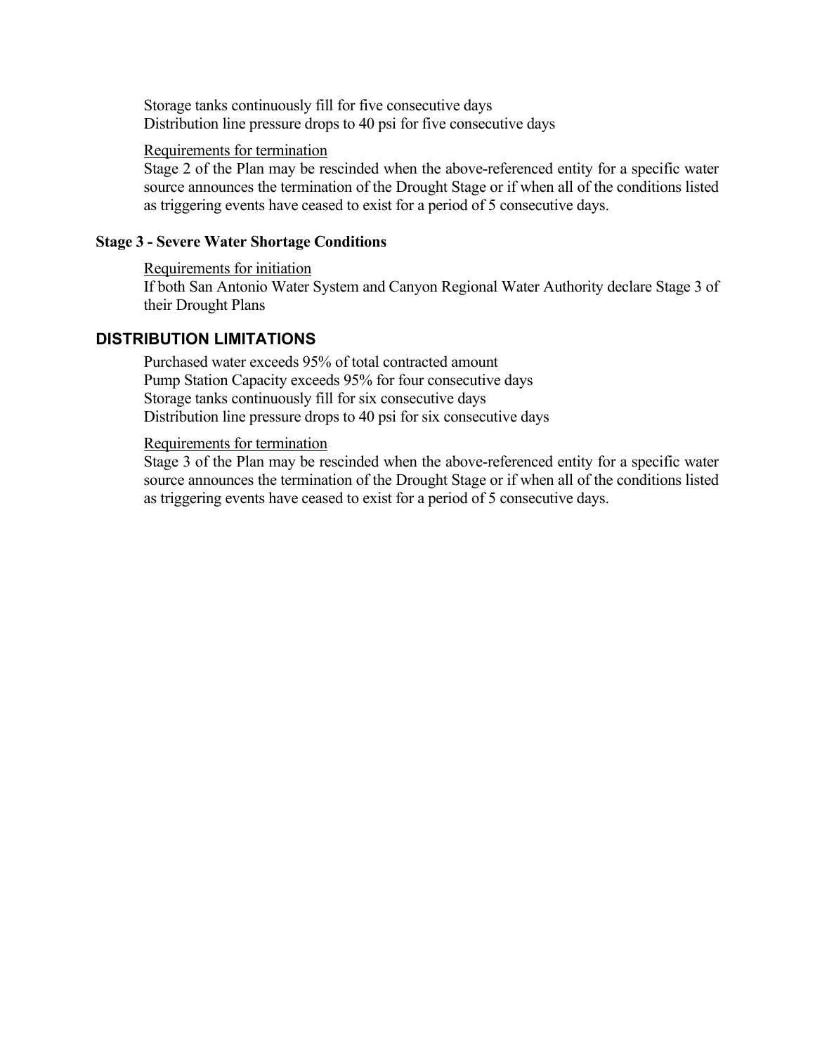Storage tanks continuously fill for five consecutive days
Distribution line pressure drops to 40 psi for five consecutive days

Requirements for termination
Stage 2 of the Plan may be rescinded when the above-referenced entity for a specific water source announces the termination of the Drought Stage or if when all of the conditions listed as triggering events have ceased to exist for a period of 5 consecutive days.

### Stage 3 - Severe Water Shortage Conditions

Requirements for initiation
If both San Antonio Water System and Canyon Regional Water Authority declare Stage 3 of their Drought Plans

## DISTRIBUTION LIMITATIONS

Purchased water exceeds 95% of total contracted amount
Pump Station Capacity exceeds 95% for four consecutive days
Storage tanks continuously fill for six consecutive days
Distribution line pressure drops to 40 psi for six consecutive days

Requirements for termination
Stage 3 of the Plan may be rescinded when the above-referenced entity for a specific water source announces the termination of the Drought Stage or if when all of the conditions listed as triggering events have ceased to exist for a period of 5 consecutive days.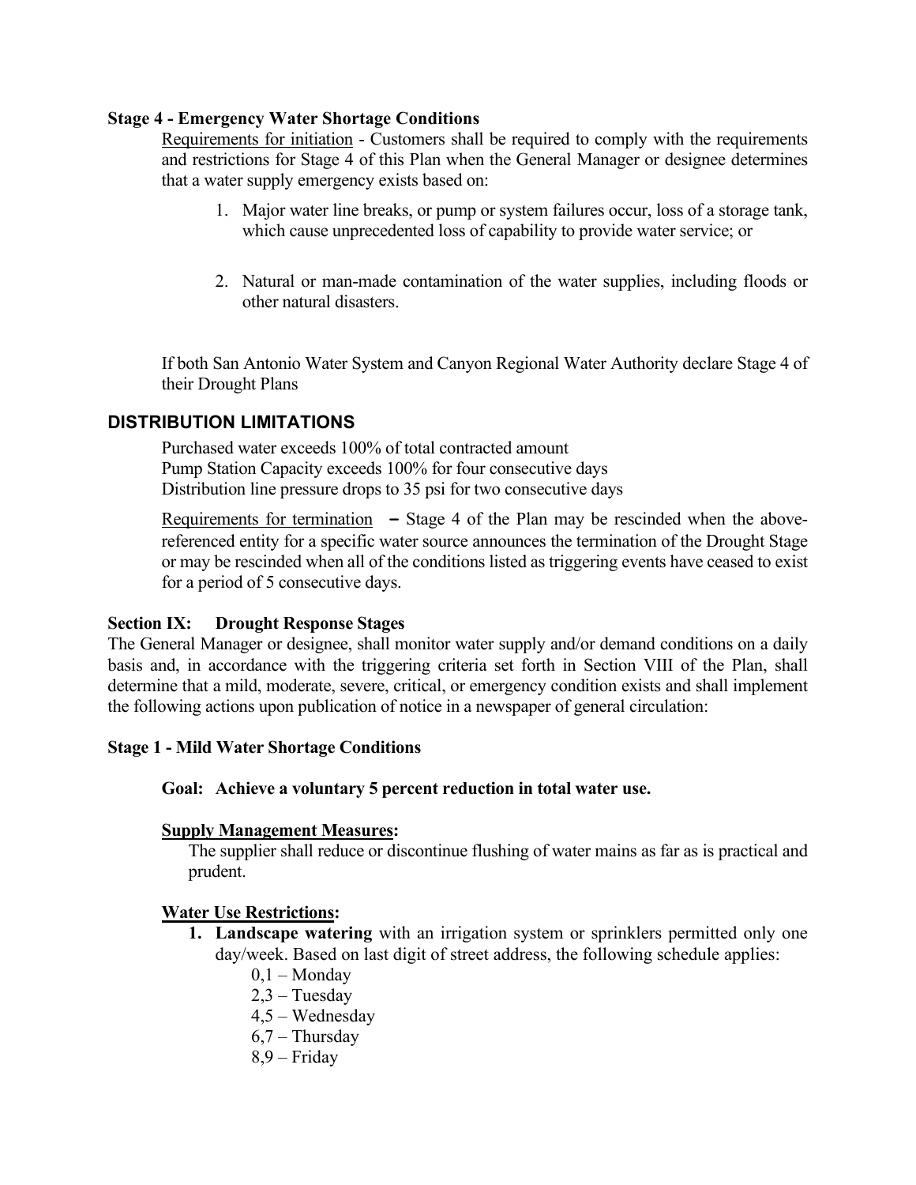**Stage 4 - Emergency Water Shortage Conditions**

<u>Requirements for initiation</u> - Customers shall be required to comply with the requirements and restrictions for Stage 4 of this Plan when the General Manager or designee determines that a water supply emergency exists based on:

1. Major water line breaks, or pump or system failures occur, loss of a storage tank, which cause unprecedented loss of capability to provide water service; or

2. Natural or man-made contamination of the water supplies, including floods or other natural disasters.

If both San Antonio Water System and Canyon Regional Water Authority declare Stage 4 of their Drought Plans

## DISTRIBUTION LIMITATIONS

Purchased water exceeds 100% of total contracted amount
Pump Station Capacity exceeds 100% for four consecutive days
Distribution line pressure drops to 35 psi for two consecutive days

<u>Requirements for termination</u> – Stage 4 of the Plan may be rescinded when the above-referenced entity for a specific water source announces the termination of the Drought Stage or may be rescinded when all of the conditions listed as triggering events have ceased to exist for a period of 5 consecutive days.

**Section IX: Drought Response Stages**

The General Manager or designee, shall monitor water supply and/or demand conditions on a daily basis and, in accordance with the triggering criteria set forth in Section VIII of the Plan, shall determine that a mild, moderate, severe, critical, or emergency condition exists and shall implement the following actions upon publication of notice in a newspaper of general circulation:

**Stage 1 - Mild Water Shortage Conditions**

**Goal: Achieve a voluntary 5 percent reduction in total water use.**

**<u>Supply Management Measures</u>:**

The supplier shall reduce or discontinue flushing of water mains as far as is practical and prudent.

**<u>Water Use Restrictions</u>:**

1. **Landscape watering** with an irrigation system or sprinklers permitted only one day/week. Based on last digit of street address, the following schedule applies:
   - 0,1 – Monday
   - 2,3 – Tuesday
   - 4,5 – Wednesday
   - 6,7 – Thursday
   - 8,9 – Friday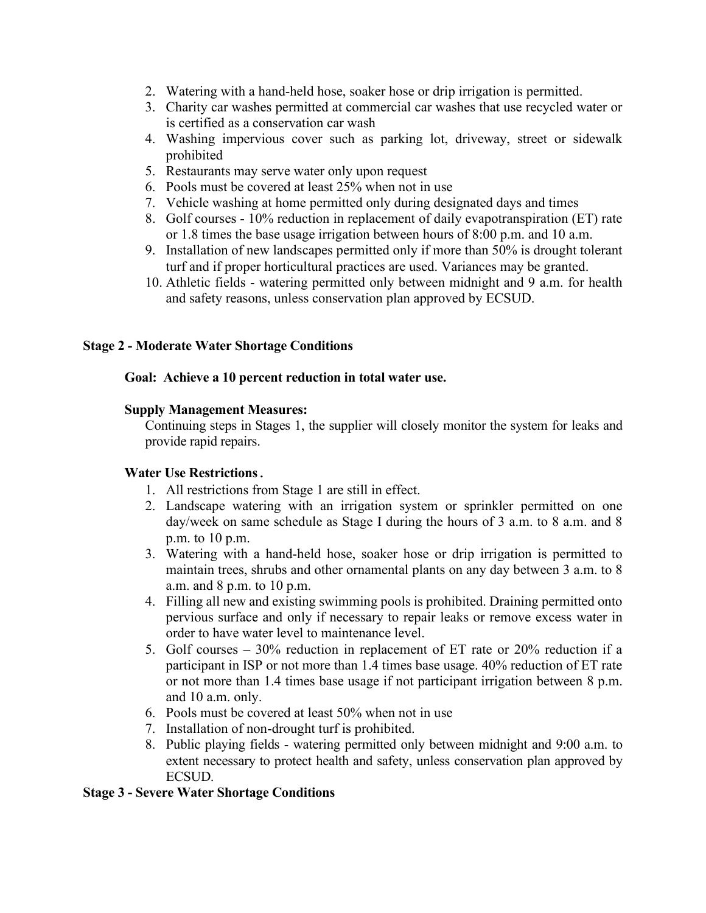2. Watering with a hand-held hose, soaker hose or drip irrigation is permitted.
3. Charity car washes permitted at commercial car washes that use recycled water or is certified as a conservation car wash
4. Washing impervious cover such as parking lot, driveway, street or sidewalk prohibited
5. Restaurants may serve water only upon request
6. Pools must be covered at least 25% when not in use
7. Vehicle washing at home permitted only during designated days and times
8. Golf courses - 10% reduction in replacement of daily evapotranspiration (ET) rate or 1.8 times the base usage irrigation between hours of 8:00 p.m. and 10 a.m.
9. Installation of new landscapes permitted only if more than 50% is drought tolerant turf and if proper horticultural practices are used. Variances may be granted.
10. Athletic fields - watering permitted only between midnight and 9 a.m. for health and safety reasons, unless conservation plan approved by ECSUD.

**Stage 2 - Moderate Water Shortage Conditions**

**Goal: Achieve a 10 percent reduction in total water use.**

**Supply Management Measures:**

Continuing steps in Stages 1, the supplier will closely monitor the system for leaks and provide rapid repairs.

**Water Use Restrictions.**

1. All restrictions from Stage 1 are still in effect.
2. Landscape watering with an irrigation system or sprinkler permitted on one day/week on same schedule as Stage I during the hours of 3 a.m. to 8 a.m. and 8 p.m. to 10 p.m.
3. Watering with a hand-held hose, soaker hose or drip irrigation is permitted to maintain trees, shrubs and other ornamental plants on any day between 3 a.m. to 8 a.m. and 8 p.m. to 10 p.m.
4. Filling all new and existing swimming pools is prohibited. Draining permitted onto pervious surface and only if necessary to repair leaks or remove excess water in order to have water level to maintenance level.
5. Golf courses – 30% reduction in replacement of ET rate or 20% reduction if a participant in ISP or not more than 1.4 times base usage. 40% reduction of ET rate or not more than 1.4 times base usage if not participant irrigation between 8 p.m. and 10 a.m. only.
6. Pools must be covered at least 50% when not in use
7. Installation of non-drought turf is prohibited.
8. Public playing fields - watering permitted only between midnight and 9:00 a.m. to extent necessary to protect health and safety, unless conservation plan approved by ECSUD.

**Stage 3 - Severe Water Shortage Conditions**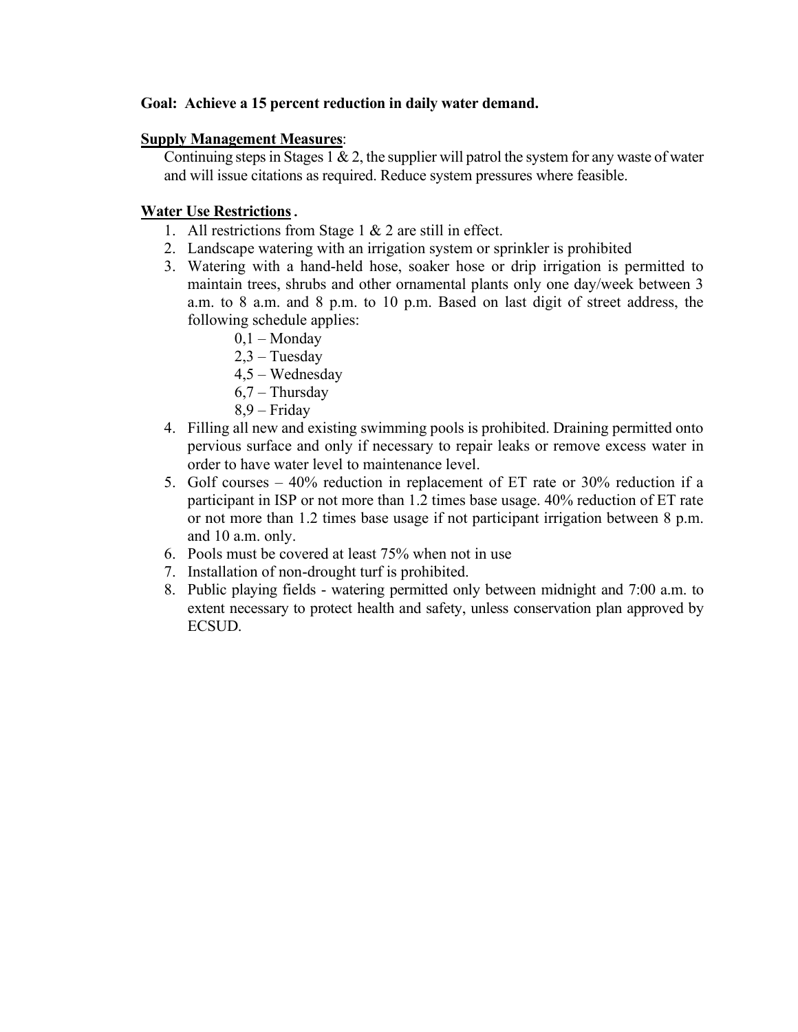**Goal: Achieve a 15 percent reduction in daily water demand.**

**Supply Management Measures**:

Continuing steps in Stages 1 & 2, the supplier will patrol the system for any waste of water and will issue citations as required. Reduce system pressures where feasible.

**Water Use Restrictions.**

1. All restrictions from Stage 1 & 2 are still in effect.
2. Landscape watering with an irrigation system or sprinkler is prohibited
3. Watering with a hand-held hose, soaker hose or drip irrigation is permitted to maintain trees, shrubs and other ornamental plants only one day/week between 3 a.m. to 8 a.m. and 8 p.m. to 10 p.m. Based on last digit of street address, the following schedule applies:
   - 0,1 – Monday
   - 2,3 – Tuesday
   - 4,5 – Wednesday
   - 6,7 – Thursday
   - 8,9 – Friday
4. Filling all new and existing swimming pools is prohibited. Draining permitted onto pervious surface and only if necessary to repair leaks or remove excess water in order to have water level to maintenance level.
5. Golf courses – 40% reduction in replacement of ET rate or 30% reduction if a participant in ISP or not more than 1.2 times base usage. 40% reduction of ET rate or not more than 1.2 times base usage if not participant irrigation between 8 p.m. and 10 a.m. only.
6. Pools must be covered at least 75% when not in use
7. Installation of non-drought turf is prohibited.
8. Public playing fields - watering permitted only between midnight and 7:00 a.m. to extent necessary to protect health and safety, unless conservation plan approved by ECSUD.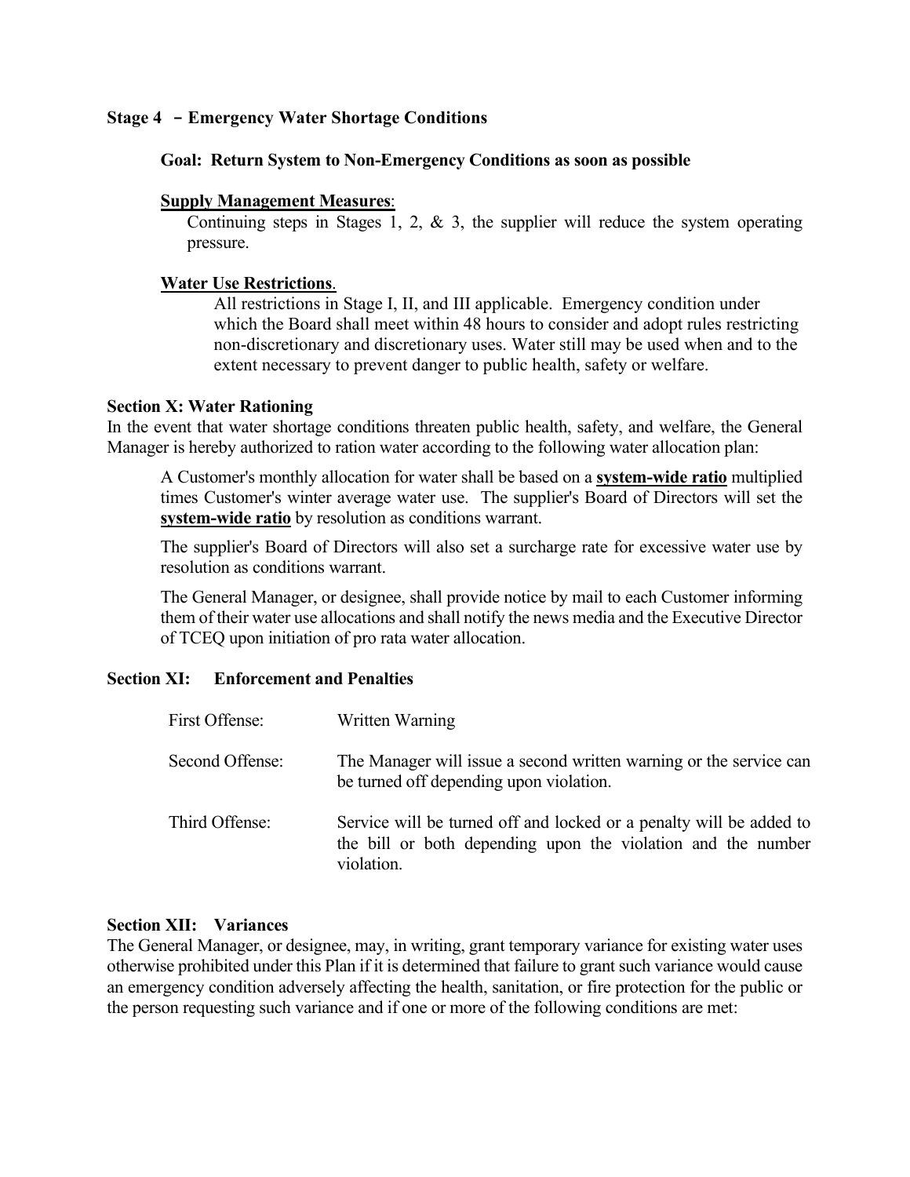### Stage 4 – Emergency Water Shortage Conditions

**Goal: Return System to Non-Emergency Conditions as soon as possible**

**<u>Supply Management Measures</u>**:

Continuing steps in Stages 1, 2, & 3, the supplier will reduce the system operating pressure.

**<u>Water Use Restrictions</u>**.

All restrictions in Stage I, II, and III applicable. Emergency condition under which the Board shall meet within 48 hours to consider and adopt rules restricting non-discretionary and discretionary uses. Water still may be used when and to the extent necessary to prevent danger to public health, safety or welfare.

### Section X: Water Rationing

In the event that water shortage conditions threaten public health, safety, and welfare, the General Manager is hereby authorized to ration water according to the following water allocation plan:

A Customer's monthly allocation for water shall be based on a **<u>system-wide ratio</u>** multiplied times Customer's winter average water use. The supplier's Board of Directors will set the **<u>system-wide ratio</u>** by resolution as conditions warrant.

The supplier's Board of Directors will also set a surcharge rate for excessive water use by resolution as conditions warrant.

The General Manager, or designee, shall provide notice by mail to each Customer informing them of their water use allocations and shall notify the news media and the Executive Director of TCEQ upon initiation of pro rata water allocation.

### Section XI: Enforcement and Penalties

| | |
|---|---|
| First Offense: | Written Warning |
| Second Offense: | The Manager will issue a second written warning or the service can be turned off depending upon violation. |
| Third Offense: | Service will be turned off and locked or a penalty will be added to the bill or both depending upon the violation and the number violation. |

### Section XII: Variances

The General Manager, or designee, may, in writing, grant temporary variance for existing water uses otherwise prohibited under this Plan if it is determined that failure to grant such variance would cause an emergency condition adversely affecting the health, sanitation, or fire protection for the public or the person requesting such variance and if one or more of the following conditions are met: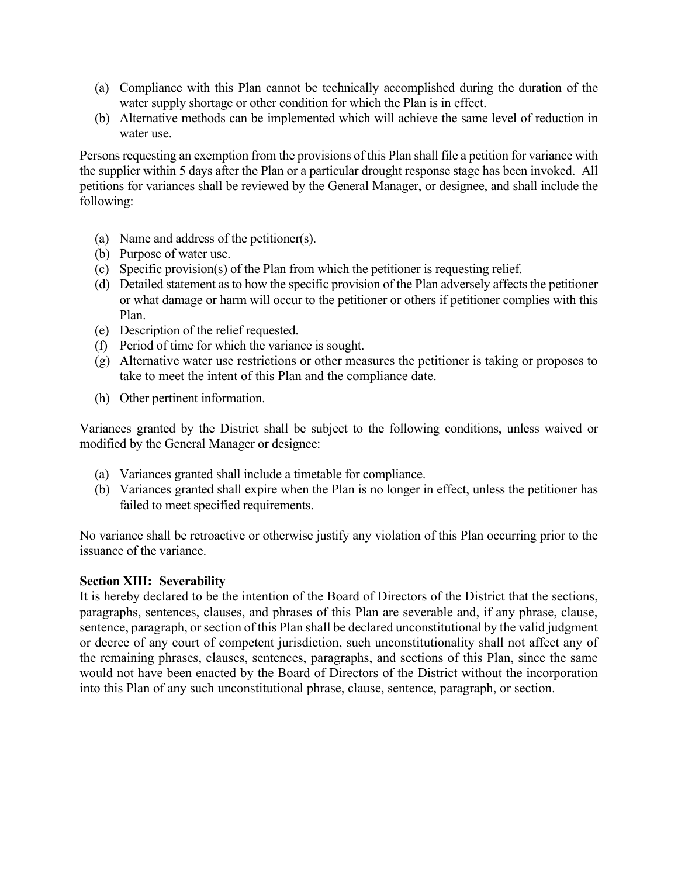(a) Compliance with this Plan cannot be technically accomplished during the duration of the water supply shortage or other condition for which the Plan is in effect.
(b) Alternative methods can be implemented which will achieve the same level of reduction in water use.

Persons requesting an exemption from the provisions of this Plan shall file a petition for variance with the supplier within 5 days after the Plan or a particular drought response stage has been invoked. All petitions for variances shall be reviewed by the General Manager, or designee, and shall include the following:

(a) Name and address of the petitioner(s).
(b) Purpose of water use.
(c) Specific provision(s) of the Plan from which the petitioner is requesting relief.
(d) Detailed statement as to how the specific provision of the Plan adversely affects the petitioner or what damage or harm will occur to the petitioner or others if petitioner complies with this Plan.
(e) Description of the relief requested.
(f) Period of time for which the variance is sought.
(g) Alternative water use restrictions or other measures the petitioner is taking or proposes to take to meet the intent of this Plan and the compliance date.
(h) Other pertinent information.

Variances granted by the District shall be subject to the following conditions, unless waived or modified by the General Manager or designee:

(a) Variances granted shall include a timetable for compliance.
(b) Variances granted shall expire when the Plan is no longer in effect, unless the petitioner has failed to meet specified requirements.

No variance shall be retroactive or otherwise justify any violation of this Plan occurring prior to the issuance of the variance.

**Section XIII: Severability**

It is hereby declared to be the intention of the Board of Directors of the District that the sections, paragraphs, sentences, clauses, and phrases of this Plan are severable and, if any phrase, clause, sentence, paragraph, or section of this Plan shall be declared unconstitutional by the valid judgment or decree of any court of competent jurisdiction, such unconstitutionality shall not affect any of the remaining phrases, clauses, sentences, paragraphs, and sections of this Plan, since the same would not have been enacted by the Board of Directors of the District without the incorporation into this Plan of any such unconstitutional phrase, clause, sentence, paragraph, or section.